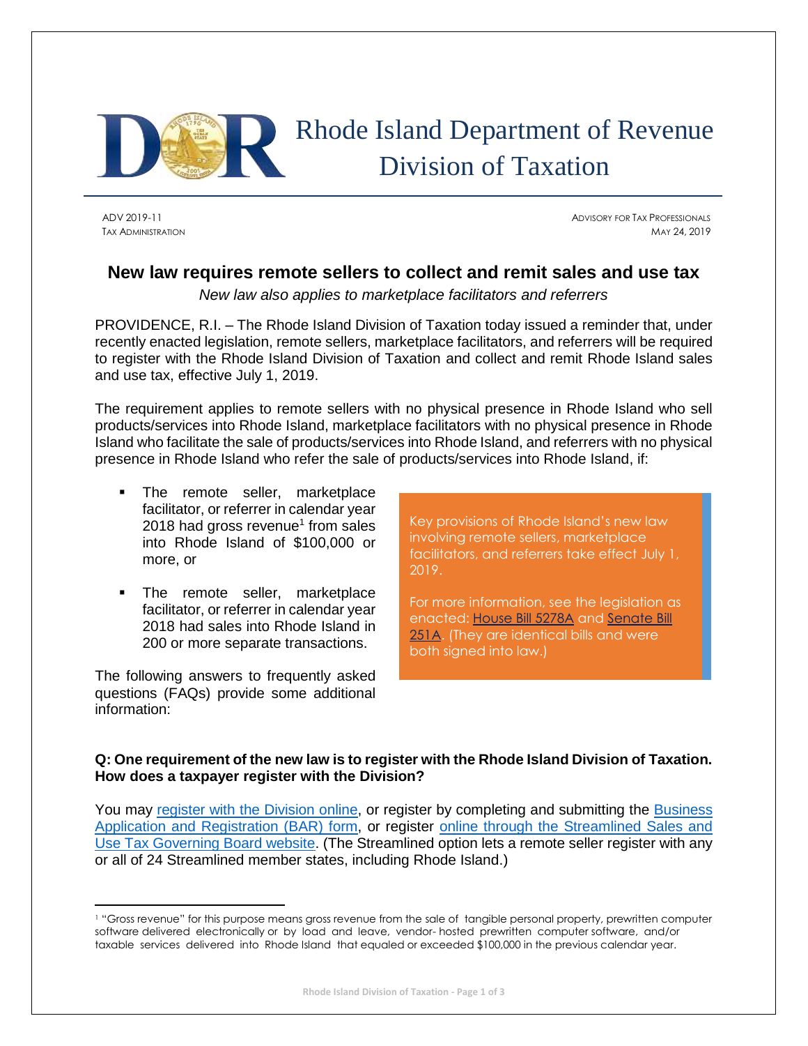# Rhode Island Department of Revenue
# Division of Taxation

ADV 2019-11
TAX ADMINISTRATION

ADVISORY FOR TAX PROFESSIONALS
MAY 24, 2019

## New law requires remote sellers to collect and remit sales and use tax

*New law also applies to marketplace facilitators and referrers*

PROVIDENCE, R.I. – The Rhode Island Division of Taxation today issued a reminder that, under recently enacted legislation, remote sellers, marketplace facilitators, and referrers will be required to register with the Rhode Island Division of Taxation and collect and remit Rhode Island sales and use tax, effective July 1, 2019.

The requirement applies to remote sellers with no physical presence in Rhode Island who sell products/services into Rhode Island, marketplace facilitators with no physical presence in Rhode Island who facilitate the sale of products/services into Rhode Island, and referrers with no physical presence in Rhode Island who refer the sale of products/services into Rhode Island, if:

- The remote seller, marketplace facilitator, or referrer in calendar year 2018 had gross revenue[1] from sales into Rhode Island of $100,000 or more, or
- The remote seller, marketplace facilitator, or referrer in calendar year 2018 had sales into Rhode Island in 200 or more separate transactions.

The following answers to frequently asked questions (FAQs) provide some additional information:

> Key provisions of Rhode Island's new law involving remote sellers, marketplace facilitators, and referrers take effect July 1, 2019.
>
> For more information, see the legislation as enacted: House Bill 5278A and Senate Bill 251A. (They are identical bills and were both signed into law.)

**Q: One requirement of the new law is to register with the Rhode Island Division of Taxation. How does a taxpayer register with the Division?**

You may register with the Division online, or register by completing and submitting the Business Application and Registration (BAR) form, or register online through the Streamlined Sales and Use Tax Governing Board website. (The Streamlined option lets a remote seller register with any or all of 24 Streamlined member states, including Rhode Island.)

---

[1] "Gross revenue" for this purpose means gross revenue from the sale of tangible personal property, prewritten computer software delivered electronically or by load and leave, vendor- hosted prewritten computer software, and/or taxable services delivered into Rhode Island that equaled or exceeded $100,000 in the previous calendar year.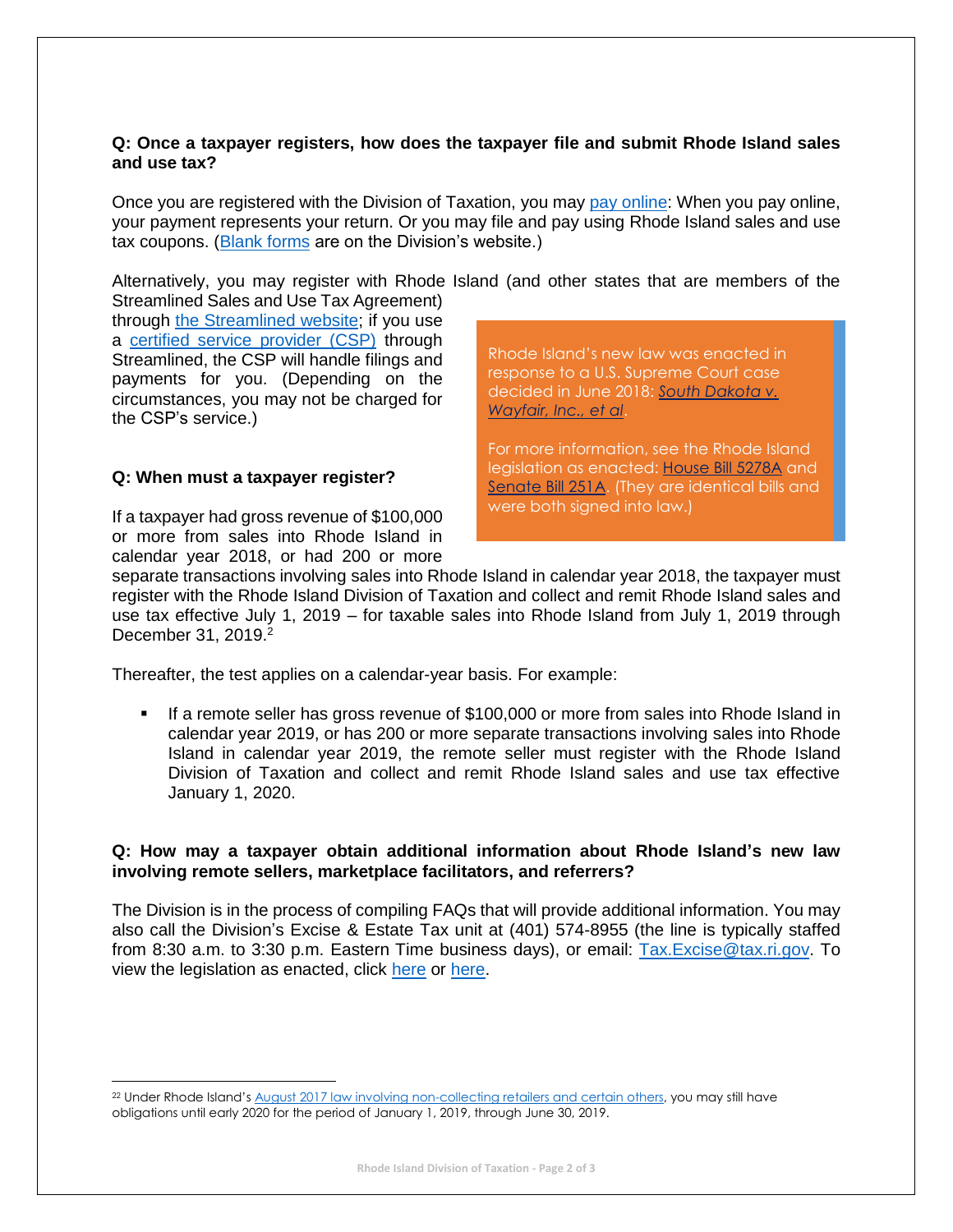**Q: Once a taxpayer registers, how does the taxpayer file and submit Rhode Island sales and use tax?**

Once you are registered with the Division of Taxation, you may pay online: When you pay online, your payment represents your return. Or you may file and pay using Rhode Island sales and use tax coupons. (Blank forms are on the Division's website.)

Alternatively, you may register with Rhode Island (and other states that are members of the Streamlined Sales and Use Tax Agreement) through the Streamlined website; if you use a certified service provider (CSP) through Streamlined, the CSP will handle filings and payments for you. (Depending on the circumstances, you may not be charged for the CSP's service.)

> Rhode Island's new law was enacted in response to a U.S. Supreme Court case decided in June 2018: *South Dakota v. Wayfair, Inc., et al*.
>
> For more information, see the Rhode Island legislation as enacted: House Bill 5278A and Senate Bill 251A. (They are identical bills and were both signed into law.)

**Q: When must a taxpayer register?**

If a taxpayer had gross revenue of $100,000 or more from sales into Rhode Island in calendar year 2018, or had 200 or more separate transactions involving sales into Rhode Island in calendar year 2018, the taxpayer must register with the Rhode Island Division of Taxation and collect and remit Rhode Island sales and use tax effective July 1, 2019 – for taxable sales into Rhode Island from July 1, 2019 through December 31, 2019.[2]

Thereafter, the test applies on a calendar-year basis. For example:

- If a remote seller has gross revenue of $100,000 or more from sales into Rhode Island in calendar year 2019, or has 200 or more separate transactions involving sales into Rhode Island in calendar year 2019, the remote seller must register with the Rhode Island Division of Taxation and collect and remit Rhode Island sales and use tax effective January 1, 2020.

**Q: How may a taxpayer obtain additional information about Rhode Island's new law involving remote sellers, marketplace facilitators, and referrers?**

The Division is in the process of compiling FAQs that will provide additional information. You may also call the Division's Excise & Estate Tax unit at (401) 574-8955 (the line is typically staffed from 8:30 a.m. to 3:30 p.m. Eastern Time business days), or email: Tax.Excise@tax.ri.gov. To view the legislation as enacted, click here or here.

---

[2] Under Rhode Island's August 2017 law involving non-collecting retailers and certain others, you may still have obligations until early 2020 for the period of January 1, 2019, through June 30, 2019.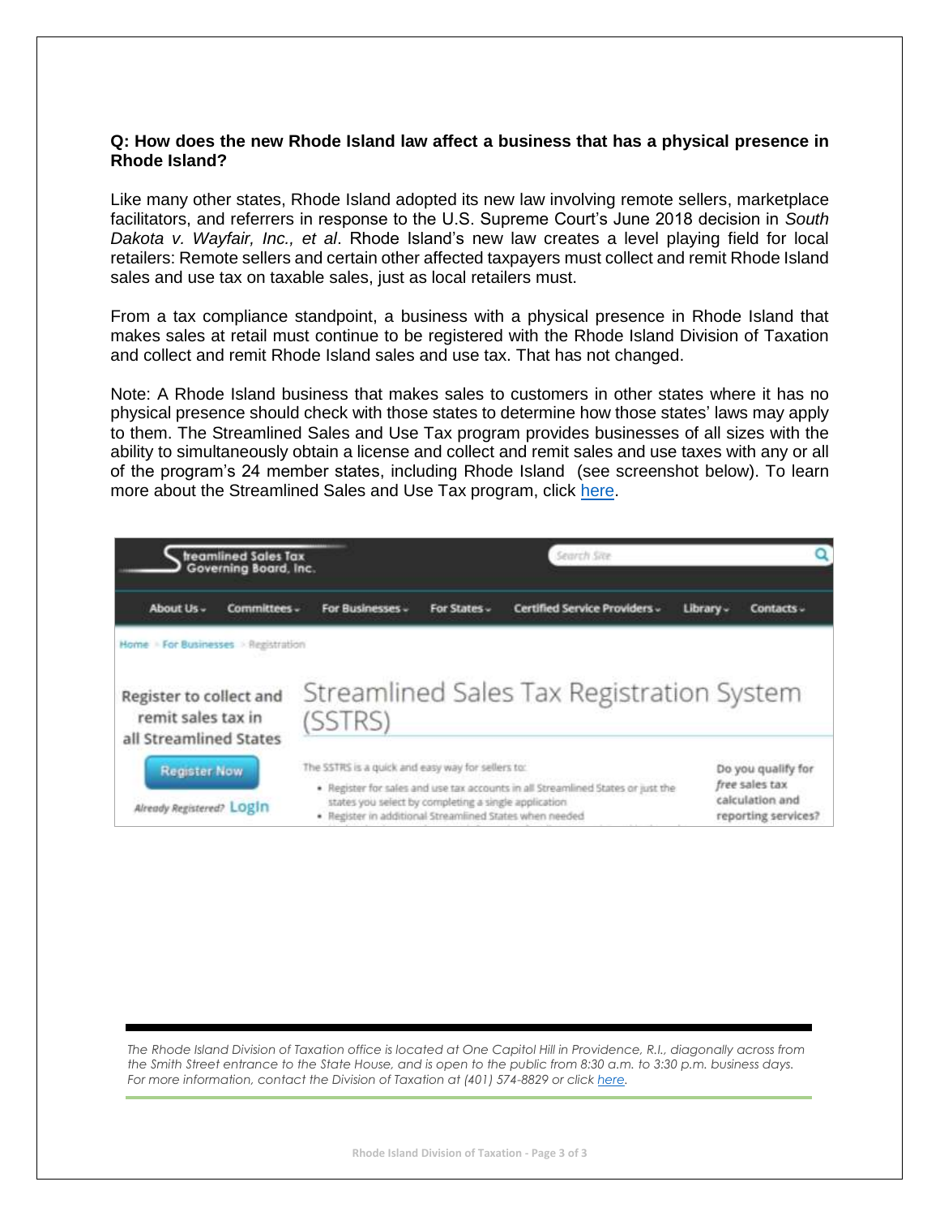**Q: How does the new Rhode Island law affect a business that has a physical presence in Rhode Island?**

Like many other states, Rhode Island adopted its new law involving remote sellers, marketplace facilitators, and referrers in response to the U.S. Supreme Court's June 2018 decision in *South Dakota v. Wayfair, Inc., et al*. Rhode Island's new law creates a level playing field for local retailers: Remote sellers and certain other affected taxpayers must collect and remit Rhode Island sales and use tax on taxable sales, just as local retailers must.

From a tax compliance standpoint, a business with a physical presence in Rhode Island that makes sales at retail must continue to be registered with the Rhode Island Division of Taxation and collect and remit Rhode Island sales and use tax. That has not changed.

Note: A Rhode Island business that makes sales to customers in other states where it has no physical presence should check with those states to determine how those states' laws may apply to them. The Streamlined Sales and Use Tax program provides businesses of all sizes with the ability to simultaneously obtain a license and collect and remit sales and use taxes with any or all of the program's 24 member states, including Rhode Island (see screenshot below). To learn more about the Streamlined Sales and Use Tax program, click here.

Streamlined Sales Tax Governing Board, Inc.

Search Site

About Us · Committees · For Businesses · For States · Certified Service Providers · Library · Contacts

Home > For Businesses > Registration

Register to collect and remit sales tax in all Streamlined States

Register Now

*Already Registered?* Login

Streamlined Sales Tax Registration System (SSTRS)

The SSTRS is a quick and easy way for sellers to:

- Register for sales and use tax accounts in all Streamlined States or just the states you select by completing a single application
- Register in additional Streamlined States when needed

Do you qualify for *free* sales tax calculation and reporting services?

*The Rhode Island Division of Taxation office is located at One Capitol Hill in Providence, R.I., diagonally across from the Smith Street entrance to the State House, and is open to the public from 8:30 a.m. to 3:30 p.m. business days. For more information, contact the Division of Taxation at (401) 574-8829 or click here.*